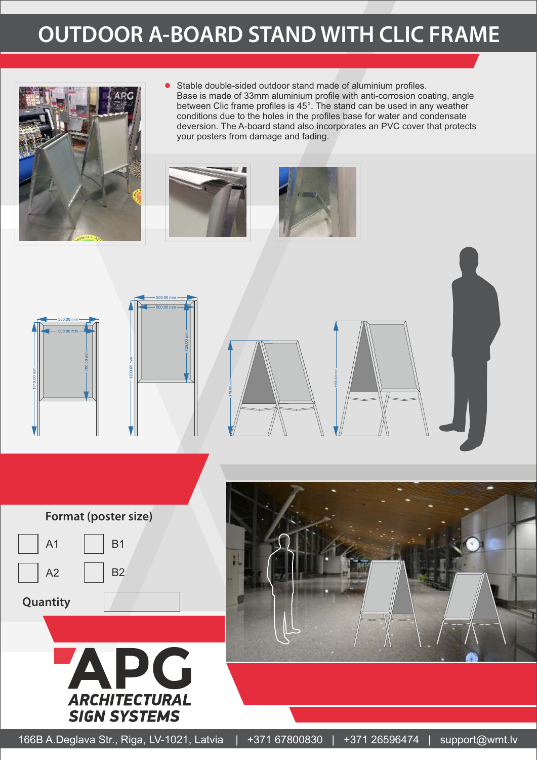# OUTDOOR A-BOARD STAND WITH CLIC FRAME

- Stable double-sided outdoor stand made of aluminium profiles. Base is made of 33mm aluminium profile with anti-corrosion coating, angle between Clic frame profiles is 45°. The stand can be used in any weather conditions due to the holes in the profiles base for water and condensate deversion. The A-board stand also incorporates an PVC cover that protects your posters from damage and fading.

550.00 mm
500.00 mm
700.00 mm
1010.00 mm

550.00 mm
500.00 mm
728.00 mm
1200.00 mm

979.66 mm

1180.40 mm

**Format (poster size)**

- [ ] A1
- [ ] B1
- [ ] A2
- [ ] B2

**Quantity**

APG
ARCHITECTURAL SIGN SYSTEMS

166B A.Deglava Str., Riga, LV-1021, Latvia | +371 67800830 | +371 26596474 | support@wmt.lv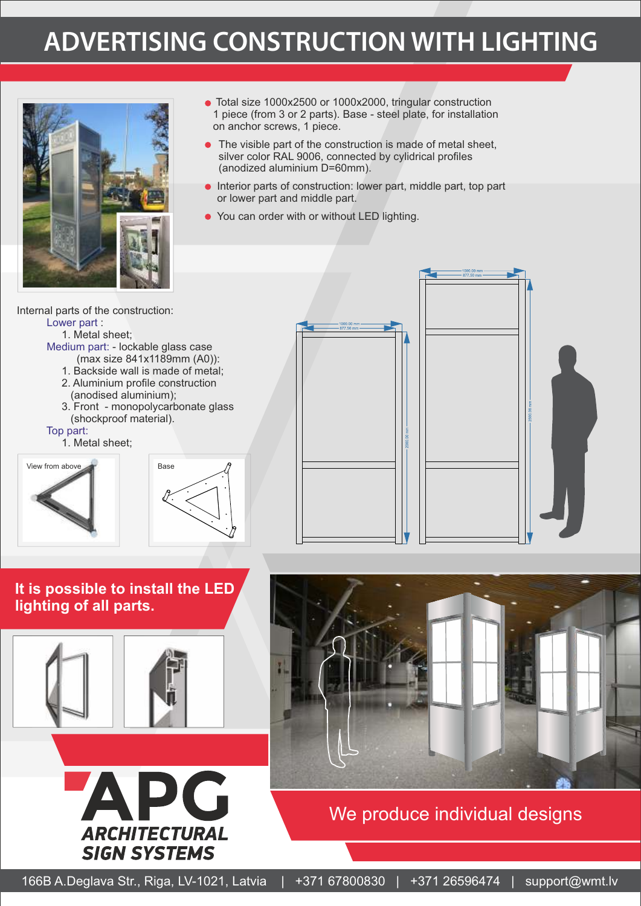# ADVERTISING CONSTRUCTION WITH LIGHTING

- Total size 1000x2500 or 1000x2000, tringular construction 1 piece (from 3 or 2 parts). Base - steel plate, for installation on anchor screws, 1 piece.
- The visible part of the construction is made of metal sheet, silver color RAL 9006, connected by cylidrical profiles (anodized aluminium D=60mm).
- Interior parts of construction: lower part, middle part, top part or lower part and middle part.
- You can order with or without LED lighting.

Internal parts of the construction:

Lower part :
1. Metal sheet;

Medium part: - lockable glass case (max size 841x1189mm (A0)):
1. Backside wall is made of metal;
2. Aluminium profile construction (anodised aluminium);
3. Front - monopolycarbonate glass (shockproof material).

Top part:
1. Metal sheet;

View from above

Base

**It is possible to install the LED lighting of all parts.**

We produce individual designs

APG ARCHITECTURAL SIGN SYSTEMS

166B A.Deglava Str., Riga, LV-1021, Latvia | +371 67800830 | +371 26596474 | support@wmt.lv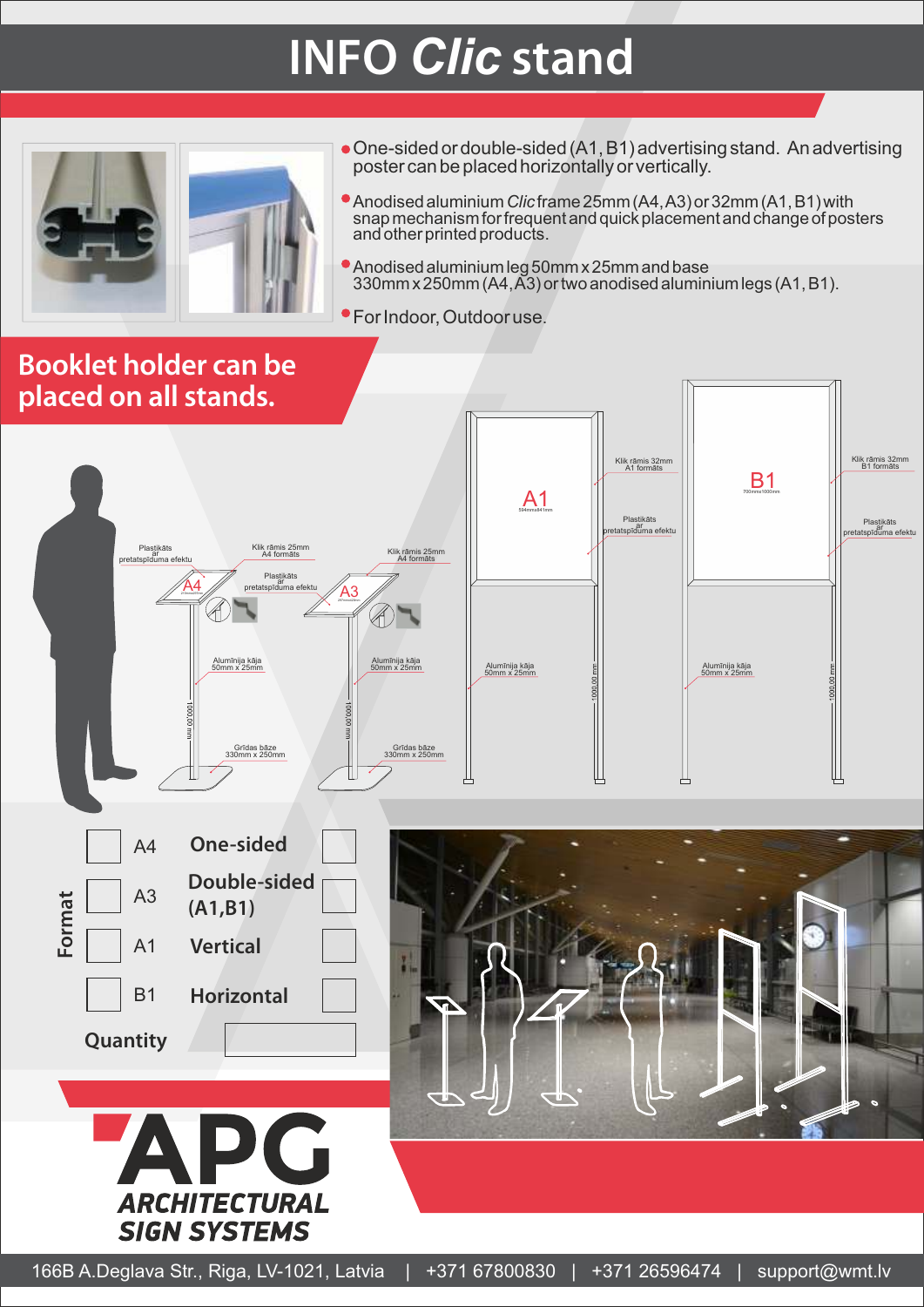# INFO *Clic* stand

- One-sided or double-sided (A1, B1) advertising stand. An advertising poster can be placed horizontally or vertically.
- Anodised aluminium *Clic* frame 25mm (A4, A3) or 32mm (A1, B1) with snap mechanism for frequent and quick placement and change of posters and other printed products.
- Anodised aluminium leg 50mm x 25mm and base 330mm x 250mm (A4, A3) or two anodised aluminium legs (A1, B1).
- For Indoor, Outdoor use.

## Booklet holder can be placed on all stands.

A4 — Plastikāts ar pretatspīduma efektu; Klik rāmis 25mm A4 formāts; Alumīnija kāja 50mm x 25mm; 1000,00 mm; Grīdas bāze 330mm x 250mm

A3 — Klik rāmis 25mm A4 formāts; Plastikāts ar pretatspīduma efektu; Alumīnija kāja 50mm x 25mm; 1000,00 mm; Grīdas bāze 330mm x 250mm

A1 — 594mmx841mm; Klik rāmis 32mm A1 formāts; Plastikāts ar pretatspīduma efektu; Alumīnija kāja 50mm x 25mm; 1000,00 mm

B1 — 700mmx1000mm; Klik rāmis 32mm B1 formāts; Plastikāts ar pretatspīduma efektu; Alumīnija kāja 50mm x 25mm; 1000,00 mm

| Format | | | |
|---|---|---|---|
| ☐ | A4 | **One-sided** | ☐ |
| ☐ | A3 | **Double-sided (A1,B1)** | ☐ |
| ☐ | A1 | **Vertical** | ☐ |
| ☐ | B1 | **Horizontal** | ☐ |

**Quantity** ☐

**APG ARCHITECTURAL SIGN SYSTEMS**

166B A.Deglava Str., Riga, LV-1021, Latvia | +371 67800830 | +371 26596474 | support@wmt.lv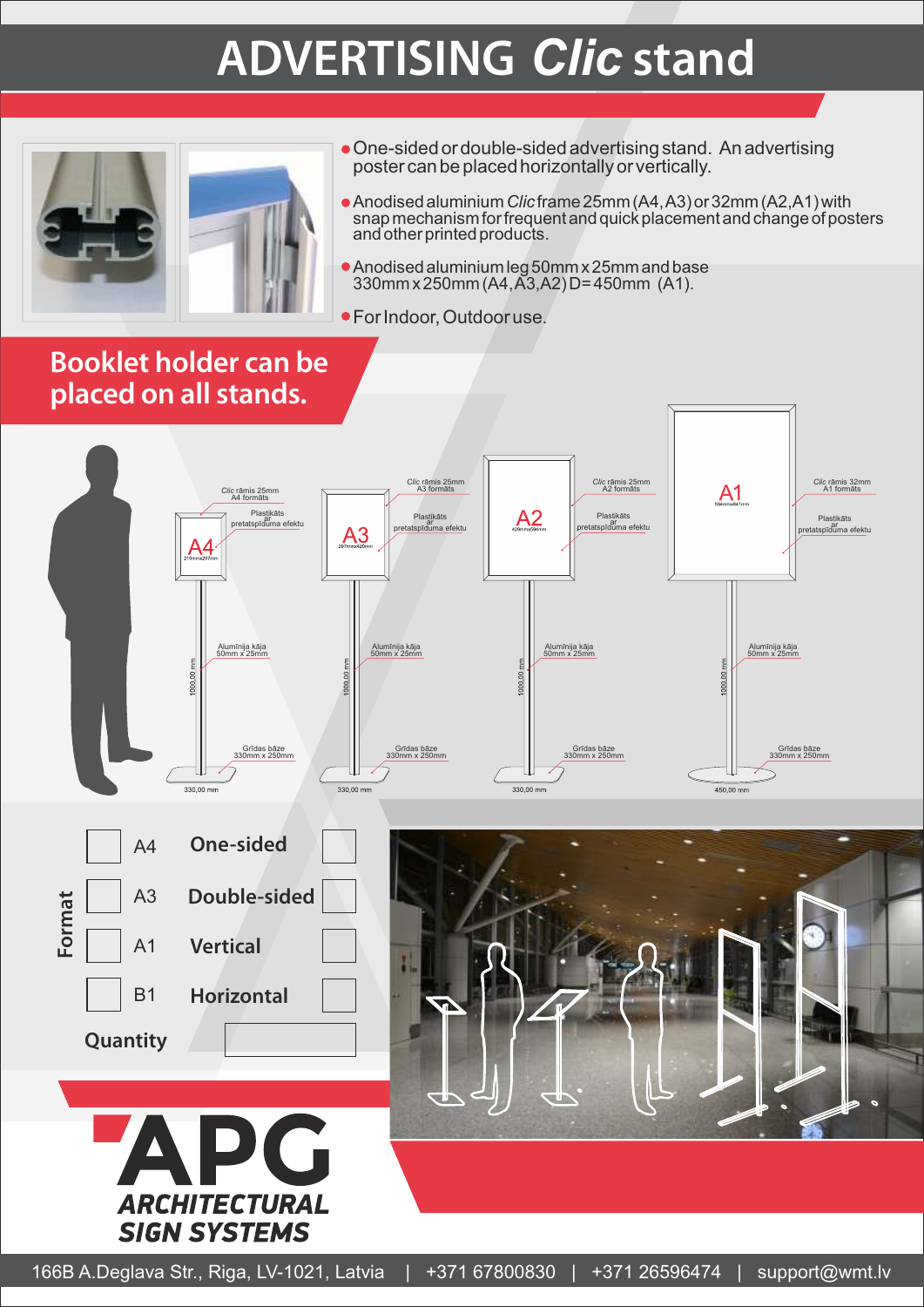# ADVERTISING *Clic* stand

- One-sided or double-sided advertising stand. An advertising poster can be placed horizontally or vertically.
- Anodised aluminium *Clic* frame 25mm (A4, A3) or 32mm (A2, A1) with snap mechanism for frequent and quick placement and change of posters and other printed products.
- Anodised aluminium leg 50mm x 25mm and base 330mm x 250mm (A4, A3, A2) D= 450mm (A1).
- For Indoor, Outdoor use.

## Booklet holder can be placed on all stands.

*Clic* rāmis 25mm A4 formāts
Plastikāts ar pretatspīduma efektu
A4
210mmx297mm
Alumīnija kāja 50mm x 25mm
1000,00 mm
Grīdas bāze 330mm x 250mm
330,00 mm

*Clic* rāmis 25mm A3 formāts
Plastikāts ar pretatspīduma efektu
A3
297mmx420mm
Alumīnija kāja 50mm x 25mm
1000,00 mm
Grīdas bāze 330mm x 250mm
330,00 mm

*Clic* rāmis 25mm A2 formāts
Plastikāts ar pretatspīduma efektu
A2
420mmx594mm
Alumīnija kāja 50mm x 25mm
1000,00 mm
Grīdas bāze 330mm x 250mm
330,00 mm

*Clic* rāmis 32mm A1 formāts
Plastikāts ar pretatspīduma efektu
A1
594mmx841mm
Alumīnija kāja 50mm x 25mm
1000,00 mm
Grīdas bāze 330mm x 250mm
450,00 mm

| Format | | | |
|---|---|---|---|
| ☐ A4 | **One-sided** ☐ | | |
| ☐ A3 | **Double-sided** ☐ | | |
| ☐ A1 | **Vertical** ☐ | | |
| ☐ B1 | **Horizontal** ☐ | | |
| **Quantity** | | | |

**APG**
**ARCHITECTURAL SIGN SYSTEMS**

166B A.Deglava Str., Riga, LV-1021, Latvia | +371 67800830 | +371 26596474 | support@wmt.lv